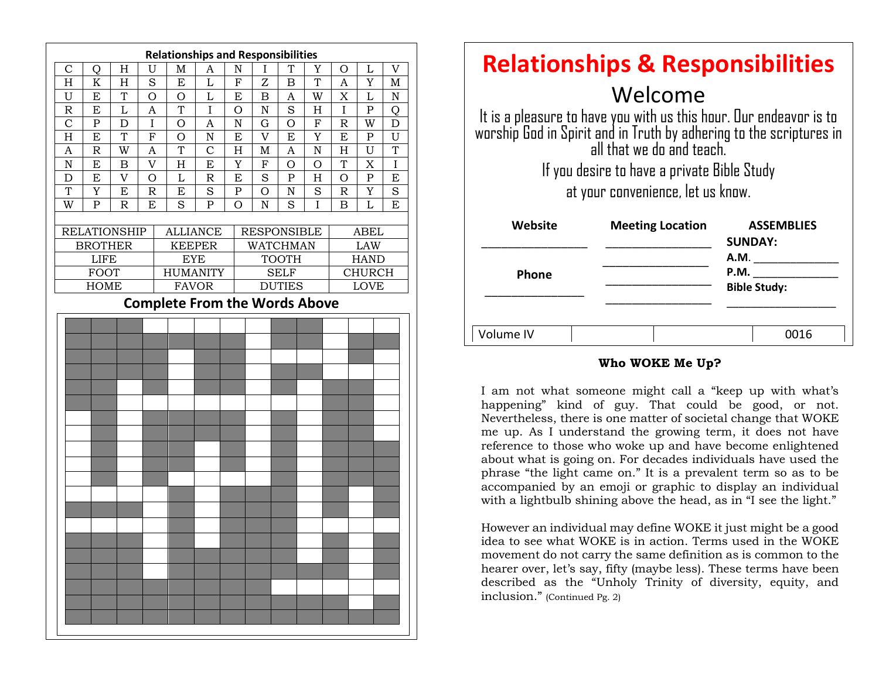## Relationships and Responsibilities

| C | Q | H | U | M | A | N | I | T | Y | O | L | V |
|---|---|---|---|---|---|---|---|---|---|---|---|---|
| H | K | H | S | E | L | F | Z | B | T | A | Y | M |
| U | E | T | O | O | L | E | B | A | W | X | L | N |
| R | E | L | A | T | I | O | N | S | H | I | P | Q |
| C | P | D | I | O | A | N | G | O | F | R | W | D |
| H | E | T | F | O | N | E | V | E | Y | E | P | U |
| A | R | W | A | T | C | H | M | A | N | H | U | T |
| N | E | B | V | H | E | Y | F | O | O | T | X | I |
| D | E | V | O | L | R | E | S | P | H | O | P | E |
| T | Y | E | R | E | S | P | O | N | S | R | Y | S |
| W | P | R | E | S | P | O | N | S | I | B | L | E |

| | | | |
|---|---|---|---|
| RELATIONSHIP | ALLIANCE | RESPONSIBLE | ABEL |
| BROTHER | KEEPER | WATCHMAN | LAW |
| LIFE | EYE | TOOTH | HAND |
| FOOT | HUMANITY | SELF | CHURCH |
| HOME | FAVOR | DUTIES | LOVE |

### Complete From the Words Above

# Relationships & Responsibilities

## Welcome

It is a pleasure to have you with us this hour. Our endeavor is to worship God in Spirit and in Truth by adhering to the scriptures in all that we do and teach.

If you desire to have a private Bible Study at your convenience, let us know.

| Website | Meeting Location | ASSEMBLIES |
|---|---|---|
| ________________ | ________________ | **SUNDAY:** |
| | ________________ | **A.M.** ______________ |
| **Phone** | ________________ | **P.M.** ______________ |
| ________________ | ________________ | **Bible Study:** ______________ |

| Volume IV | | | 0016 |
|---|---|---|---|

**Who WOKE Me Up?**

I am not what someone might call a “keep up with what’s happening” kind of guy. That could be good, or not. Nevertheless, there is one matter of societal change that WOKE me up. As I understand the growing term, it does not have reference to those who woke up and have become enlightened about what is going on. For decades individuals have used the phrase “the light came on.” It is a prevalent term so as to be accompanied by an emoji or graphic to display an individual with a lightbulb shining above the head, as in “I see the light.”

However an individual may define WOKE it just might be a good idea to see what WOKE is in action. Terms used in the WOKE movement do not carry the same definition as is common to the hearer over, let’s say, fifty (maybe less). These terms have been described as the “Unholy Trinity of diversity, equity, and inclusion.” (Continued Pg. 2)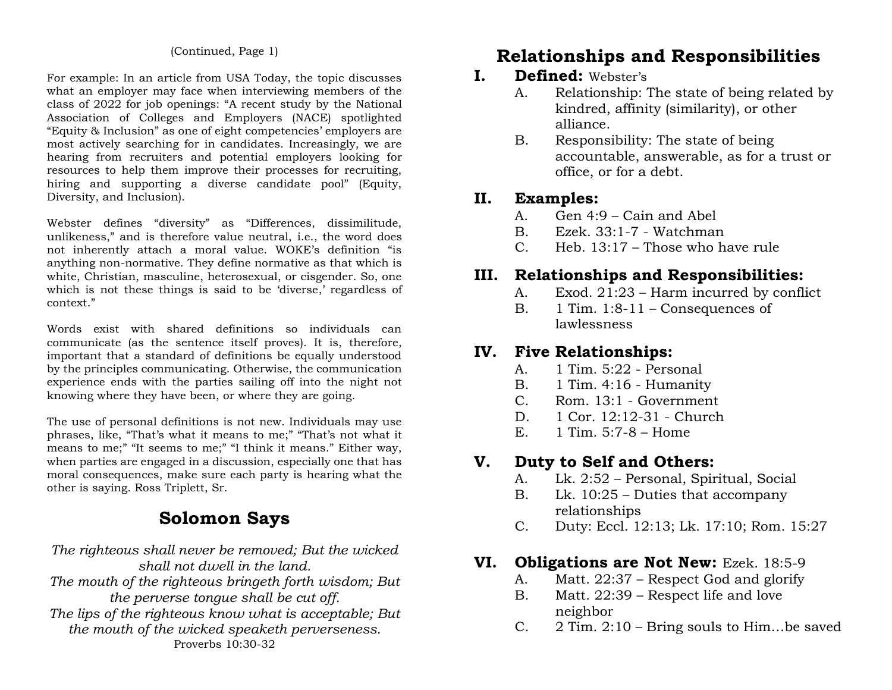(Continued, Page 1)

For example: In an article from USA Today, the topic discusses what an employer may face when interviewing members of the class of 2022 for job openings: "A recent study by the National Association of Colleges and Employers (NACE) spotlighted "Equity & Inclusion" as one of eight competencies' employers are most actively searching for in candidates. Increasingly, we are hearing from recruiters and potential employers looking for resources to help them improve their processes for recruiting, hiring and supporting a diverse candidate pool" (Equity, Diversity, and Inclusion).

Webster defines "diversity" as "Differences, dissimilitude, unlikeness," and is therefore value neutral, i.e., the word does not inherently attach a moral value. WOKE's definition "is anything non-normative. They define normative as that which is white, Christian, masculine, heterosexual, or cisgender. So, one which is not these things is said to be 'diverse,' regardless of context."

Words exist with shared definitions so individuals can communicate (as the sentence itself proves). It is, therefore, important that a standard of definitions be equally understood by the principles communicating. Otherwise, the communication experience ends with the parties sailing off into the night not knowing where they have been, or where they are going.

The use of personal definitions is not new. Individuals may use phrases, like, "That's what it means to me;" "That's not what it means to me;" "It seems to me;" "I think it means." Either way, when parties are engaged in a discussion, especially one that has moral consequences, make sure each party is hearing what the other is saying. Ross Triplett, Sr.

## Solomon Says

*The righteous shall never be removed; But the wicked shall not dwell in the land.*
*The mouth of the righteous bringeth forth wisdom; But the perverse tongue shall be cut off.*
*The lips of the righteous know what is acceptable; But the mouth of the wicked speaketh perverseness.*
Proverbs 10:30-32

## Relationships and Responsibilities

**I. Defined:** Webster's

- A. Relationship: The state of being related by kindred, affinity (similarity), or other alliance.
- B. Responsibility: The state of being accountable, answerable, as for a trust or office, or for a debt.

**II. Examples:**

- A. Gen 4:9 – Cain and Abel
- B. Ezek. 33:1-7 - Watchman
- C. Heb. 13:17 – Those who have rule

**III. Relationships and Responsibilities:**

- A. Exod. 21:23 – Harm incurred by conflict
- B. 1 Tim. 1:8-11 – Consequences of lawlessness

**IV. Five Relationships:**

- A. 1 Tim. 5:22 - Personal
- B. 1 Tim. 4:16 - Humanity
- C. Rom. 13:1 - Government
- D. 1 Cor. 12:12-31 - Church
- E. 1 Tim. 5:7-8 – Home

**V. Duty to Self and Others:**

- A. Lk. 2:52 – Personal, Spiritual, Social
- B. Lk. 10:25 – Duties that accompany relationships
- C. Duty: Eccl. 12:13; Lk. 17:10; Rom. 15:27

**VI. Obligations are Not New:** Ezek. 18:5-9

- A. Matt. 22:37 – Respect God and glorify
- B. Matt. 22:39 – Respect life and love neighbor
- C. 2 Tim. 2:10 – Bring souls to Him…be saved